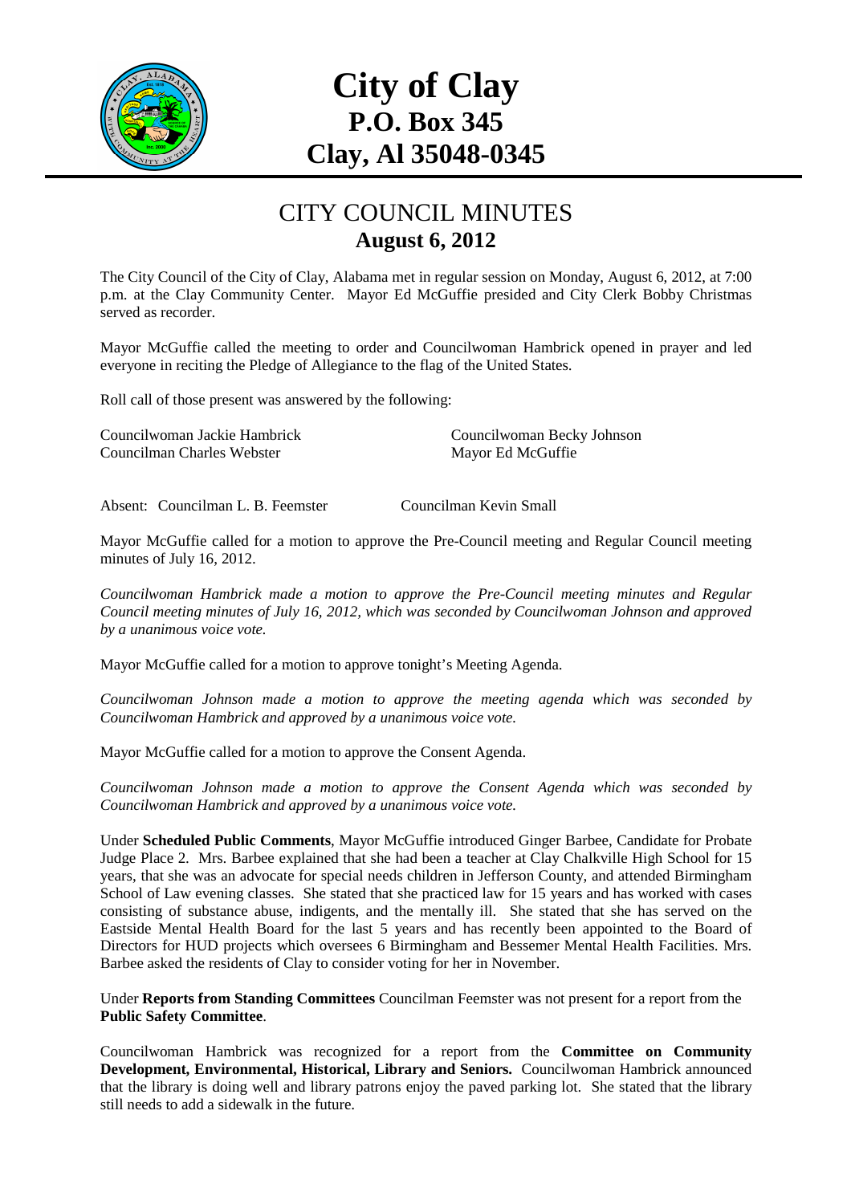# City of Clay
## P.O. Box 345
## Clay, Al 35048-0345

## CITY COUNCIL MINUTES
### August 6, 2012

The City Council of the City of Clay, Alabama met in regular session on Monday, August 6, 2012, at 7:00 p.m. at the Clay Community Center. Mayor Ed McGuffie presided and City Clerk Bobby Christmas served as recorder.

Mayor McGuffie called the meeting to order and Councilwoman Hambrick opened in prayer and led everyone in reciting the Pledge of Allegiance to the flag of the United States.

Roll call of those present was answered by the following:

Councilwoman Jackie Hambrick
Councilwoman Becky Johnson
Councilman Charles Webster
Mayor Ed McGuffie

Absent: Councilman L. B. Feemster
Councilman Kevin Small

Mayor McGuffie called for a motion to approve the Pre-Council meeting and Regular Council meeting minutes of July 16, 2012.

*Councilwoman Hambrick made a motion to approve the Pre-Council meeting minutes and Regular Council meeting minutes of July 16, 2012, which was seconded by Councilwoman Johnson and approved by a unanimous voice vote.*

Mayor McGuffie called for a motion to approve tonight's Meeting Agenda.

*Councilwoman Johnson made a motion to approve the meeting agenda which was seconded by Councilwoman Hambrick and approved by a unanimous voice vote.*

Mayor McGuffie called for a motion to approve the Consent Agenda.

*Councilwoman Johnson made a motion to approve the Consent Agenda which was seconded by Councilwoman Hambrick and approved by a unanimous voice vote.*

Under **Scheduled Public Comments**, Mayor McGuffie introduced Ginger Barbee, Candidate for Probate Judge Place 2. Mrs. Barbee explained that she had been a teacher at Clay Chalkville High School for 15 years, that she was an advocate for special needs children in Jefferson County, and attended Birmingham School of Law evening classes. She stated that she practiced law for 15 years and has worked with cases consisting of substance abuse, indigents, and the mentally ill. She stated that she has served on the Eastside Mental Health Board for the last 5 years and has recently been appointed to the Board of Directors for HUD projects which oversees 6 Birmingham and Bessemer Mental Health Facilities. Mrs. Barbee asked the residents of Clay to consider voting for her in November.

Under **Reports from Standing Committees** Councilman Feemster was not present for a report from the **Public Safety Committee**.

Councilwoman Hambrick was recognized for a report from the **Committee on Community Development, Environmental, Historical, Library and Seniors.** Councilwoman Hambrick announced that the library is doing well and library patrons enjoy the paved parking lot. She stated that the library still needs to add a sidewalk in the future.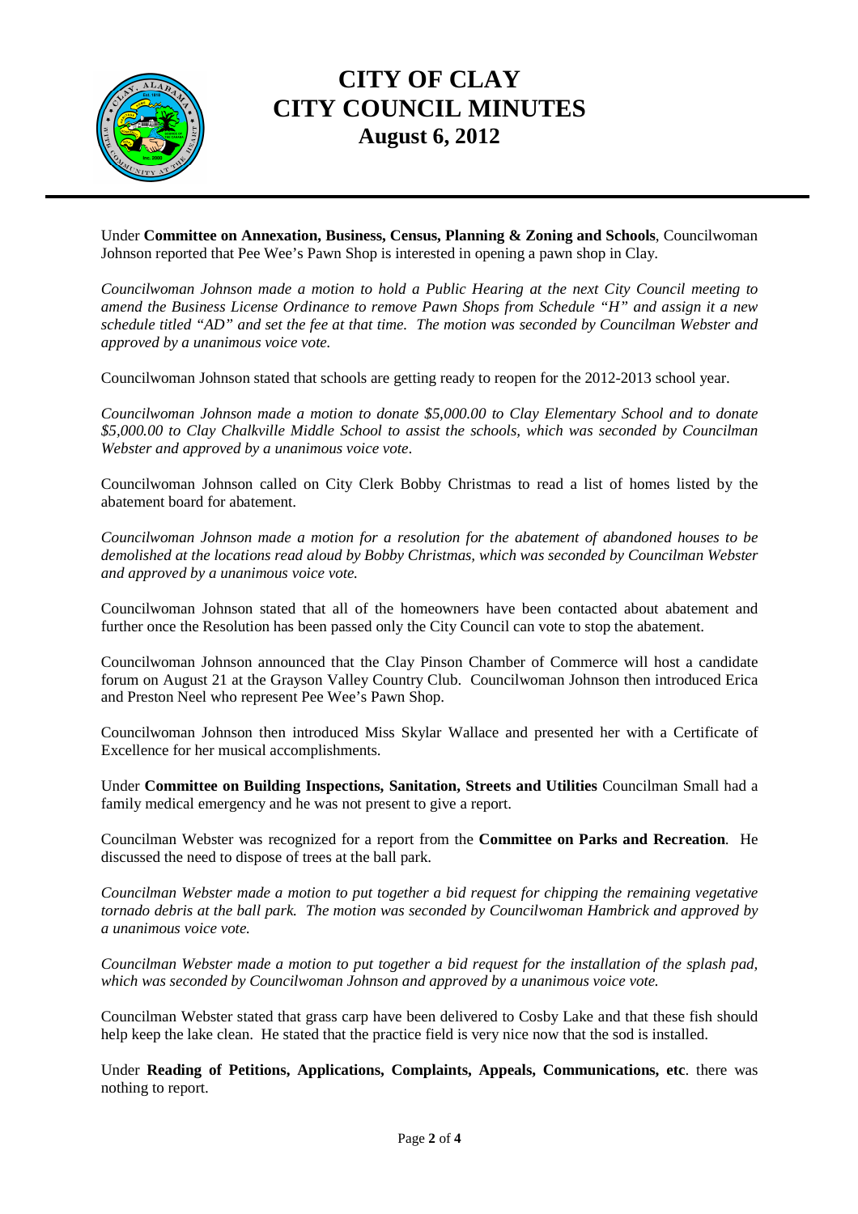Under **Committee on Annexation, Business, Census, Planning & Zoning and Schools**, Councilwoman Johnson reported that Pee Wee's Pawn Shop is interested in opening a pawn shop in Clay.

*Councilwoman Johnson made a motion to hold a Public Hearing at the next City Council meeting to amend the Business License Ordinance to remove Pawn Shops from Schedule "H" and assign it a new schedule titled "AD" and set the fee at that time. The motion was seconded by Councilman Webster and approved by a unanimous voice vote.*

Councilwoman Johnson stated that schools are getting ready to reopen for the 2012-2013 school year.

*Councilwoman Johnson made a motion to donate $5,000.00 to Clay Elementary School and to donate $5,000.00 to Clay Chalkville Middle School to assist the schools, which was seconded by Councilman Webster and approved by a unanimous voice vote.*

Councilwoman Johnson called on City Clerk Bobby Christmas to read a list of homes listed by the abatement board for abatement.

*Councilwoman Johnson made a motion for a resolution for the abatement of abandoned houses to be demolished at the locations read aloud by Bobby Christmas, which was seconded by Councilman Webster and approved by a unanimous voice vote.*

Councilwoman Johnson stated that all of the homeowners have been contacted about abatement and further once the Resolution has been passed only the City Council can vote to stop the abatement.

Councilwoman Johnson announced that the Clay Pinson Chamber of Commerce will host a candidate forum on August 21 at the Grayson Valley Country Club. Councilwoman Johnson then introduced Erica and Preston Neel who represent Pee Wee's Pawn Shop.

Councilwoman Johnson then introduced Miss Skylar Wallace and presented her with a Certificate of Excellence for her musical accomplishments.

Under **Committee on Building Inspections, Sanitation, Streets and Utilities** Councilman Small had a family medical emergency and he was not present to give a report.

Councilman Webster was recognized for a report from the **Committee on Parks and Recreation**. He discussed the need to dispose of trees at the ball park.

*Councilman Webster made a motion to put together a bid request for chipping the remaining vegetative tornado debris at the ball park. The motion was seconded by Councilwoman Hambrick and approved by a unanimous voice vote.*

*Councilman Webster made a motion to put together a bid request for the installation of the splash pad, which was seconded by Councilwoman Johnson and approved by a unanimous voice vote.*

Councilman Webster stated that grass carp have been delivered to Cosby Lake and that these fish should help keep the lake clean. He stated that the practice field is very nice now that the sod is installed.

Under **Reading of Petitions, Applications, Complaints, Appeals, Communications, etc**. there was nothing to report.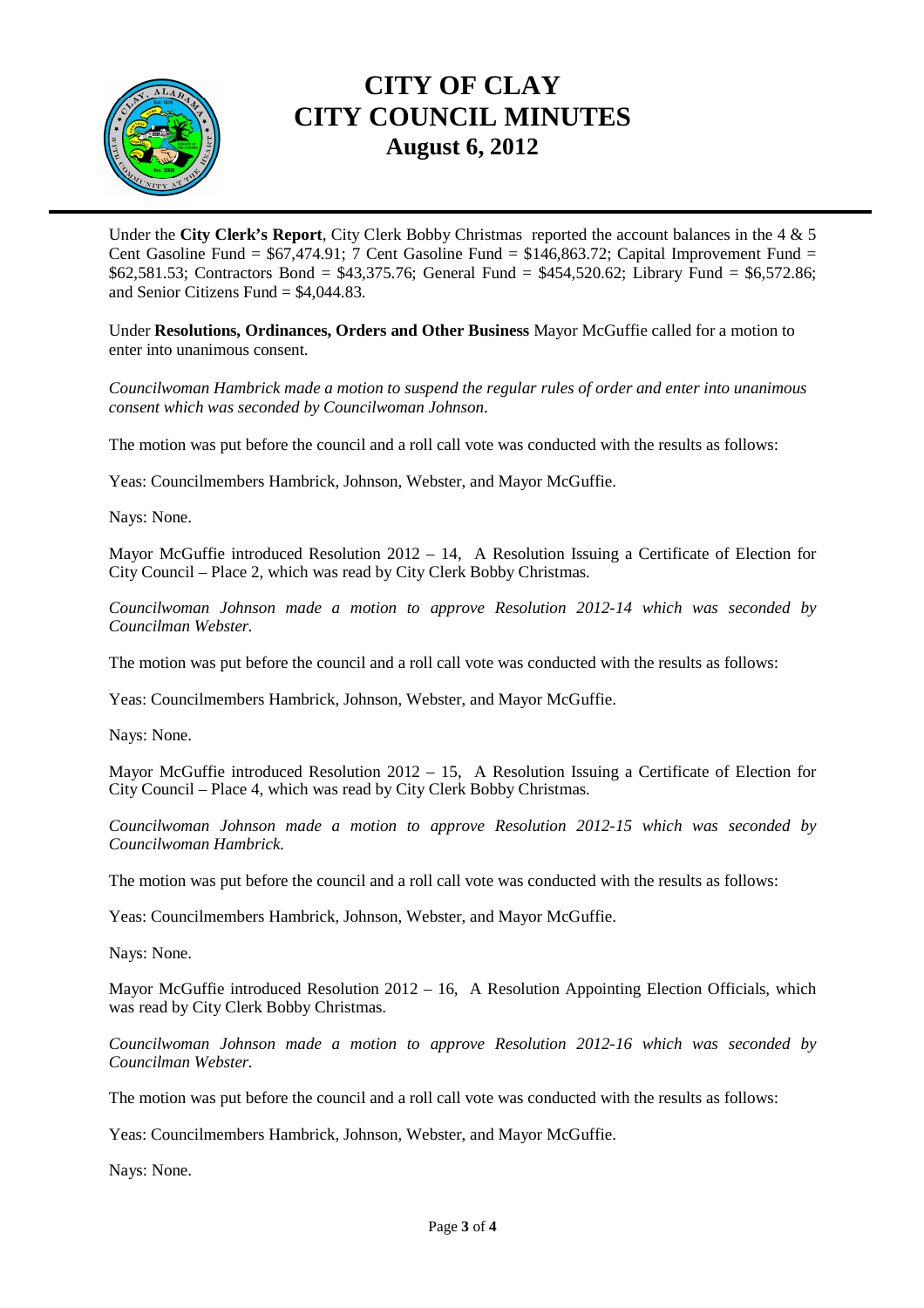# CITY OF CLAY
# CITY COUNCIL MINUTES
## August 6, 2012

Under the **City Clerk's Report**, City Clerk Bobby Christmas reported the account balances in the 4 & 5 Cent Gasoline Fund = $67,474.91; 7 Cent Gasoline Fund = $146,863.72; Capital Improvement Fund = $62,581.53; Contractors Bond = $43,375.76; General Fund = $454,520.62; Library Fund = $6,572.86; and Senior Citizens Fund = $4,044.83.

Under **Resolutions, Ordinances, Orders and Other Business** Mayor McGuffie called for a motion to enter into unanimous consent.

*Councilwoman Hambrick made a motion to suspend the regular rules of order and enter into unanimous consent which was seconded by Councilwoman Johnson.*

The motion was put before the council and a roll call vote was conducted with the results as follows:

Yeas: Councilmembers Hambrick, Johnson, Webster, and Mayor McGuffie.

Nays: None.

Mayor McGuffie introduced Resolution 2012 – 14, A Resolution Issuing a Certificate of Election for City Council – Place 2, which was read by City Clerk Bobby Christmas.

*Councilwoman Johnson made a motion to approve Resolution 2012-14 which was seconded by Councilman Webster.*

The motion was put before the council and a roll call vote was conducted with the results as follows:

Yeas: Councilmembers Hambrick, Johnson, Webster, and Mayor McGuffie.

Nays: None.

Mayor McGuffie introduced Resolution 2012 – 15, A Resolution Issuing a Certificate of Election for City Council – Place 4, which was read by City Clerk Bobby Christmas.

*Councilwoman Johnson made a motion to approve Resolution 2012-15 which was seconded by Councilwoman Hambrick.*

The motion was put before the council and a roll call vote was conducted with the results as follows:

Yeas: Councilmembers Hambrick, Johnson, Webster, and Mayor McGuffie.

Nays: None.

Mayor McGuffie introduced Resolution 2012 – 16, A Resolution Appointing Election Officials, which was read by City Clerk Bobby Christmas.

*Councilwoman Johnson made a motion to approve Resolution 2012-16 which was seconded by Councilman Webster.*

The motion was put before the council and a roll call vote was conducted with the results as follows:

Yeas: Councilmembers Hambrick, Johnson, Webster, and Mayor McGuffie.

Nays: None.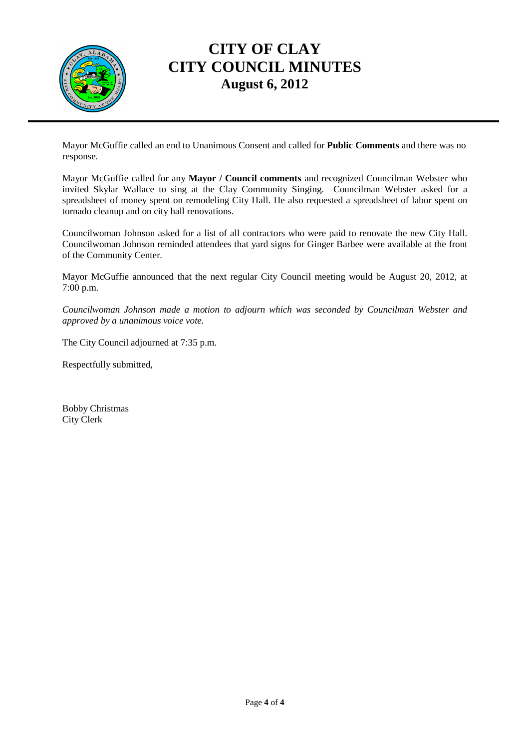# CITY OF CLAY
# CITY COUNCIL MINUTES
## August 6, 2012

Mayor McGuffie called an end to Unanimous Consent and called for **Public Comments** and there was no response.

Mayor McGuffie called for any **Mayor / Council comments** and recognized Councilman Webster who invited Skylar Wallace to sing at the Clay Community Singing. Councilman Webster asked for a spreadsheet of money spent on remodeling City Hall. He also requested a spreadsheet of labor spent on tornado cleanup and on city hall renovations.

Councilwoman Johnson asked for a list of all contractors who were paid to renovate the new City Hall. Councilwoman Johnson reminded attendees that yard signs for Ginger Barbee were available at the front of the Community Center.

Mayor McGuffie announced that the next regular City Council meeting would be August 20, 2012, at 7:00 p.m.

*Councilwoman Johnson made a motion to adjourn which was seconded by Councilman Webster and approved by a unanimous voice vote.*

The City Council adjourned at 7:35 p.m.

Respectfully submitted,

Bobby Christmas
City Clerk